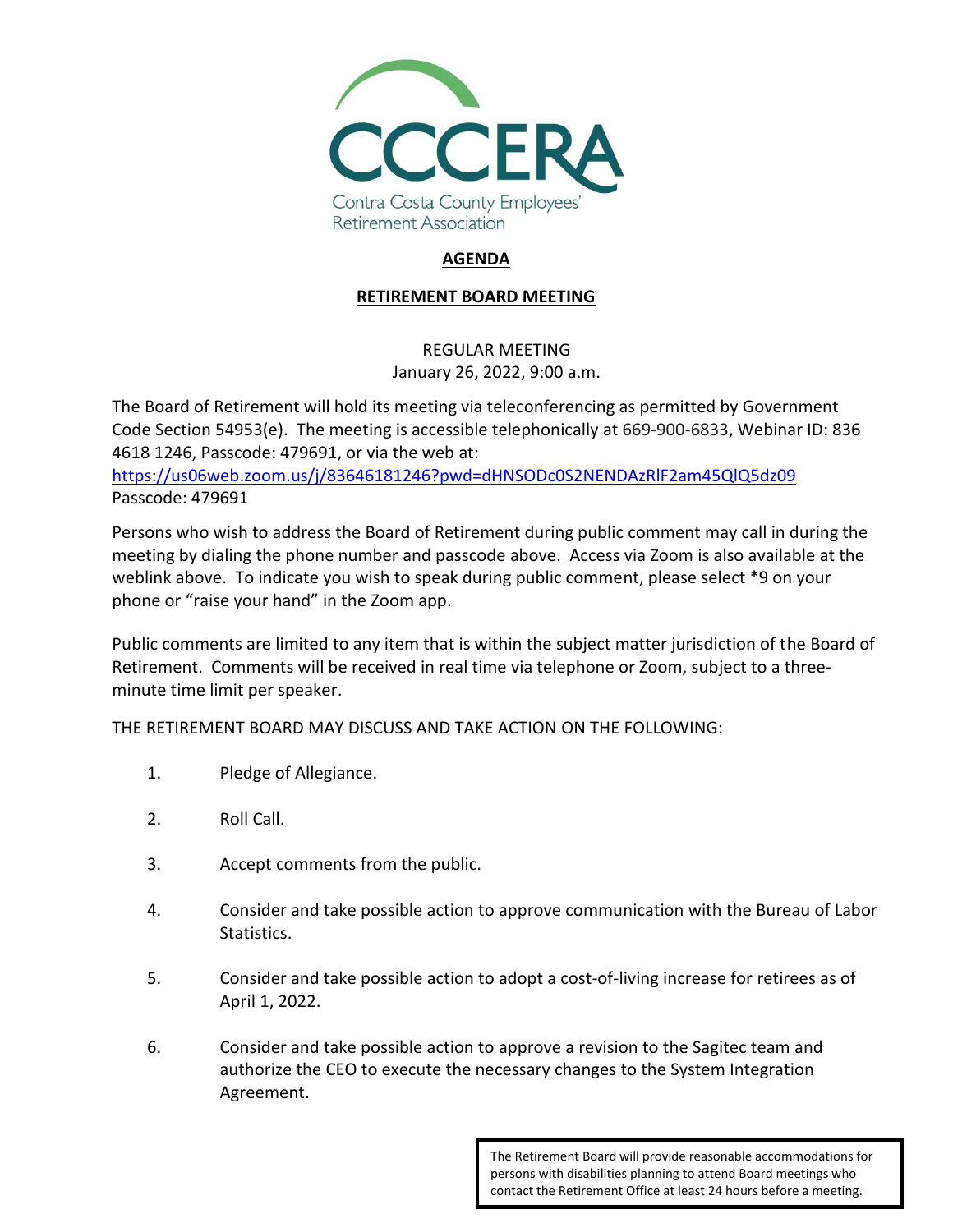CCCERA

Contra Costa County Employees' Retirement Association

# AGENDA

## RETIREMENT BOARD MEETING

REGULAR MEETING
January 26, 2022, 9:00 a.m.

The Board of Retirement will hold its meeting via teleconferencing as permitted by Government Code Section 54953(e). The meeting is accessible telephonically at 669-900-6833, Webinar ID: 836 4618 1246, Passcode: 479691, or via the web at:
https://us06web.zoom.us/j/83646181246?pwd=dHNSODc0S2NENDAzRlF2am45QlQ5dz09
Passcode: 479691

Persons who wish to address the Board of Retirement during public comment may call in during the meeting by dialing the phone number and passcode above. Access via Zoom is also available at the weblink above. To indicate you wish to speak during public comment, please select *9 on your phone or "raise your hand" in the Zoom app.

Public comments are limited to any item that is within the subject matter jurisdiction of the Board of Retirement. Comments will be received in real time via telephone or Zoom, subject to a three-minute time limit per speaker.

THE RETIREMENT BOARD MAY DISCUSS AND TAKE ACTION ON THE FOLLOWING:

1. Pledge of Allegiance.
2. Roll Call.
3. Accept comments from the public.
4. Consider and take possible action to approve communication with the Bureau of Labor Statistics.
5. Consider and take possible action to adopt a cost-of-living increase for retirees as of April 1, 2022.
6. Consider and take possible action to approve a revision to the Sagitec team and authorize the CEO to execute the necessary changes to the System Integration Agreement.

The Retirement Board will provide reasonable accommodations for persons with disabilities planning to attend Board meetings who contact the Retirement Office at least 24 hours before a meeting.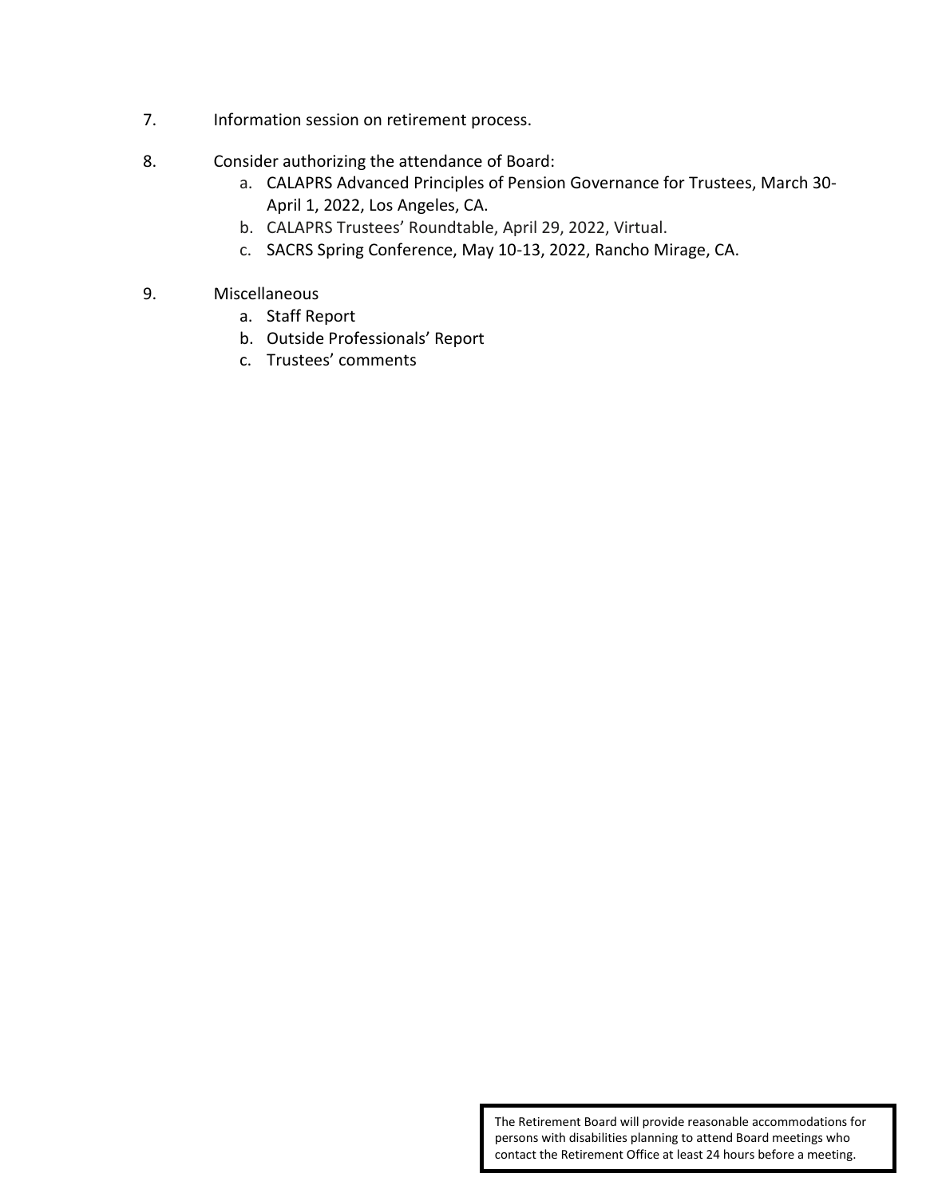7. Information session on retirement process.

8. Consider authorizing the attendance of Board:
   a. CALAPRS Advanced Principles of Pension Governance for Trustees, March 30-April 1, 2022, Los Angeles, CA.
   b. CALAPRS Trustees' Roundtable, April 29, 2022, Virtual.
   c. SACRS Spring Conference, May 10-13, 2022, Rancho Mirage, CA.

9. Miscellaneous
   a. Staff Report
   b. Outside Professionals' Report
   c. Trustees' comments

The Retirement Board will provide reasonable accommodations for persons with disabilities planning to attend Board meetings who contact the Retirement Office at least 24 hours before a meeting.